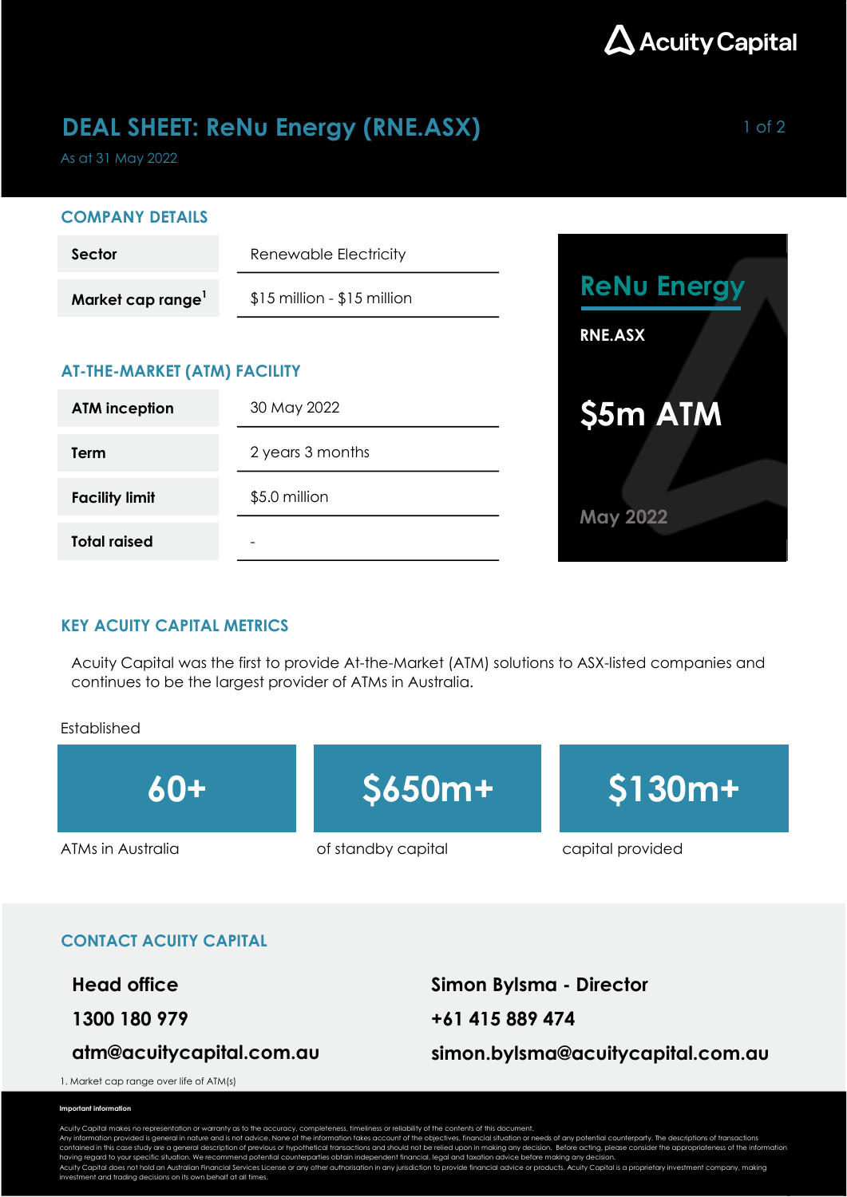Acuity Capital

# DEAL SHEET: ReNu Energy (RNE.ASX)

As at 31 May 2022

## COMPANY DETAILS

| | |
|---|---|
| **Sector** | Renewable Electricity |
| **Market cap range**[1] | $15 million - $15 million |

## AT-THE-MARKET (ATM) FACILITY

| | |
|---|---|
| **ATM inception** | 30 May 2022 |
| **Term** | 2 years 3 months |
| **Facility limit** | $5.0 million |
| **Total raised** | - |

**ReNu Energy**

**RNE.ASX**

**$5m ATM**

**May 2022**

## KEY ACUITY CAPITAL METRICS

Acuity Capital was the first to provide At-the-Market (ATM) solutions to ASX-listed companies and continues to be the largest provider of ATMs in Australia.

Established

| **60+** | **$650m+** | **$130m+** |
|---|---|---|
| ATMs in Australia | of standby capital | capital provided |

## CONTACT ACUITY CAPITAL

**Head office**

**1300 180 979**

**atm@acuitycapital.com.au**

**Simon Bylsma - Director**

**+61 415 889 474**

**simon.bylsma@acuitycapital.com.au**

1. Market cap range over life of ATM(s)

**Important information**

Acuity Capital makes no representation or warranty as to the accuracy, completeness, timeliness or reliability of the contents of this document.
Any information provided is general in nature and is not advice. None of the information takes account of the objectives, financial situation or needs of any potential counterparty. The descriptions of transactions contained in this case study are a general description of previous or hypothetical transactions and should not be relied upon in making any decision. Before acting, please consider the appropriateness of the information having regard to your specific situation. We recommend potential counterparties obtain independent financial, legal and taxation advice before making any decision.
Acuity Capital does not hold an Australian Financial Services License or any other authorisation in any jurisdiction to provide financial advice or products. Acuity Capital is a proprietary investment company, making investment and trading decisions on its own behalf at all times.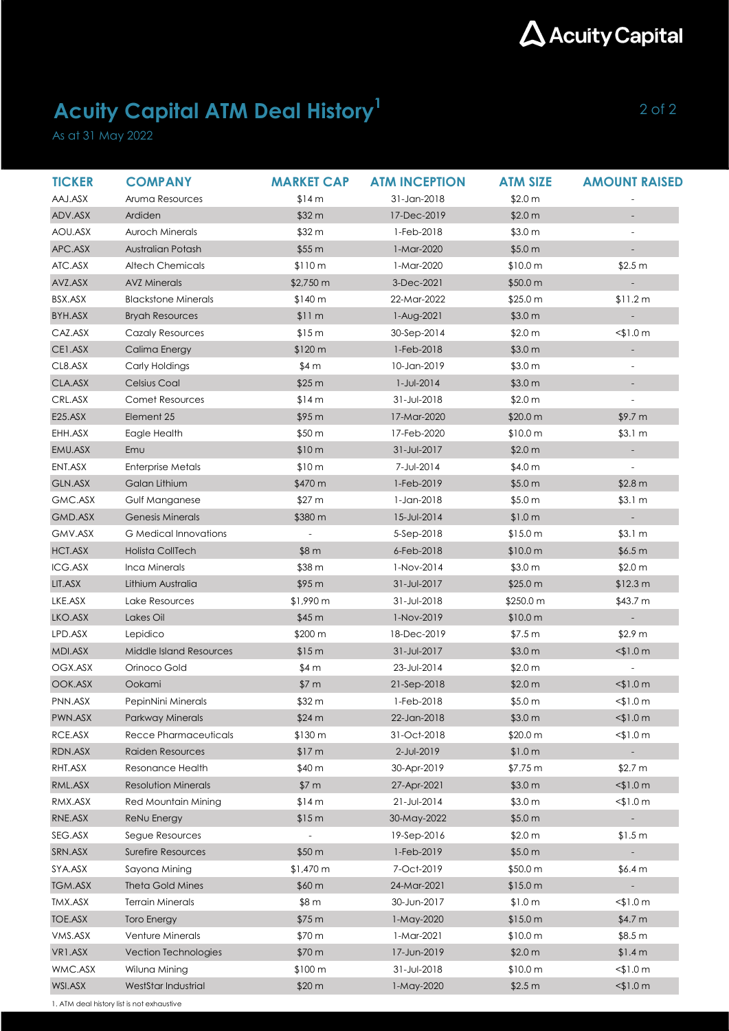# Acuity Capital ATM Deal History[1]

As at 31 May 2022

| TICKER | COMPANY | MARKET CAP | ATM INCEPTION | ATM SIZE | AMOUNT RAISED |
|---|---|---|---|---|---|
| AAJ.ASX | Aruma Resources | $14 m | 31-Jan-2018 | $2.0 m | - |
| ADV.ASX | Ardiden | $32 m | 17-Dec-2019 | $2.0 m | - |
| AOU.ASX | Auroch Minerals | $32 m | 1-Feb-2018 | $3.0 m | - |
| APC.ASX | Australian Potash | $55 m | 1-Mar-2020 | $5.0 m | - |
| ATC.ASX | Altech Chemicals | $110 m | 1-Mar-2020 | $10.0 m | $2.5 m |
| AVZ.ASX | AVZ Minerals | $2,750 m | 3-Dec-2021 | $50.0 m | - |
| BSX.ASX | Blackstone Minerals | $140 m | 22-Mar-2022 | $25.0 m | $11.2 m |
| BYH.ASX | Bryah Resources | $11 m | 1-Aug-2021 | $3.0 m | - |
| CAZ.ASX | Cazaly Resources | $15 m | 30-Sep-2014 | $2.0 m | <$1.0 m |
| CE1.ASX | Calima Energy | $120 m | 1-Feb-2018 | $3.0 m | - |
| CL8.ASX | Carly Holdings | $4 m | 10-Jan-2019 | $3.0 m | - |
| CLA.ASX | Celsius Coal | $25 m | 1-Jul-2014 | $3.0 m | - |
| CRL.ASX | Comet Resources | $14 m | 31-Jul-2018 | $2.0 m | - |
| E25.ASX | Element 25 | $95 m | 17-Mar-2020 | $20.0 m | $9.7 m |
| EHH.ASX | Eagle Health | $50 m | 17-Feb-2020 | $10.0 m | $3.1 m |
| EMU.ASX | Emu | $10 m | 31-Jul-2017 | $2.0 m | - |
| ENT.ASX | Enterprise Metals | $10 m | 7-Jul-2014 | $4.0 m | - |
| GLN.ASX | Galan Lithium | $470 m | 1-Feb-2019 | $5.0 m | $2.8 m |
| GMC.ASX | Gulf Manganese | $27 m | 1-Jan-2018 | $5.0 m | $3.1 m |
| GMD.ASX | Genesis Minerals | $380 m | 15-Jul-2014 | $1.0 m | - |
| GMV.ASX | G Medical Innovations | - | 5-Sep-2018 | $15.0 m | $3.1 m |
| HCT.ASX | Holista CollTech | $8 m | 6-Feb-2018 | $10.0 m | $6.5 m |
| ICG.ASX | Inca Minerals | $38 m | 1-Nov-2014 | $3.0 m | $2.0 m |
| LIT.ASX | Lithium Australia | $95 m | 31-Jul-2017 | $25.0 m | $12.3 m |
| LKE.ASX | Lake Resources | $1,990 m | 31-Jul-2018 | $250.0 m | $43.7 m |
| LKO.ASX | Lakes Oil | $45 m | 1-Nov-2019 | $10.0 m | - |
| LPD.ASX | Lepidico | $200 m | 18-Dec-2019 | $7.5 m | $2.9 m |
| MDI.ASX | Middle Island Resources | $15 m | 31-Jul-2017 | $3.0 m | <$1.0 m |
| OGX.ASX | Orinoco Gold | $4 m | 23-Jul-2014 | $2.0 m | - |
| OOK.ASX | Ookami | $7 m | 21-Sep-2018 | $2.0 m | <$1.0 m |
| PNN.ASX | PepinNini Minerals | $32 m | 1-Feb-2018 | $5.0 m | <$1.0 m |
| PWN.ASX | Parkway Minerals | $24 m | 22-Jan-2018 | $3.0 m | <$1.0 m |
| RCE.ASX | Recce Pharmaceuticals | $130 m | 31-Oct-2018 | $20.0 m | <$1.0 m |
| RDN.ASX | Raiden Resources | $17 m | 2-Jul-2019 | $1.0 m | - |
| RHT.ASX | Resonance Health | $40 m | 30-Apr-2019 | $7.75 m | $2.7 m |
| RML.ASX | Resolution Minerals | $7 m | 27-Apr-2021 | $3.0 m | <$1.0 m |
| RMX.ASX | Red Mountain Mining | $14 m | 21-Jul-2014 | $3.0 m | <$1.0 m |
| RNE.ASX | ReNu Energy | $15 m | 30-May-2022 | $5.0 m | - |
| SEG.ASX | Segue Resources | - | 19-Sep-2016 | $2.0 m | $1.5 m |
| SRN.ASX | Surefire Resources | $50 m | 1-Feb-2019 | $5.0 m | - |
| SYA.ASX | Sayona Mining | $1,470 m | 7-Oct-2019 | $50.0 m | $6.4 m |
| TGM.ASX | Theta Gold Mines | $60 m | 24-Mar-2021 | $15.0 m | - |
| TMX.ASX | Terrain Minerals | $8 m | 30-Jun-2017 | $1.0 m | <$1.0 m |
| TOE.ASX | Toro Energy | $75 m | 1-May-2020 | $15.0 m | $4.7 m |
| VMS.ASX | Venture Minerals | $70 m | 1-Mar-2021 | $10.0 m | $8.5 m |
| VR1.ASX | Vection Technologies | $70 m | 17-Jun-2019 | $2.0 m | $1.4 m |
| WMC.ASX | Wiluna Mining | $100 m | 31-Jul-2018 | $10.0 m | <$1.0 m |
| WSI.ASX | WestStar Industrial | $20 m | 1-May-2020 | $2.5 m | <$1.0 m |

1. ATM deal history list is not exhaustive